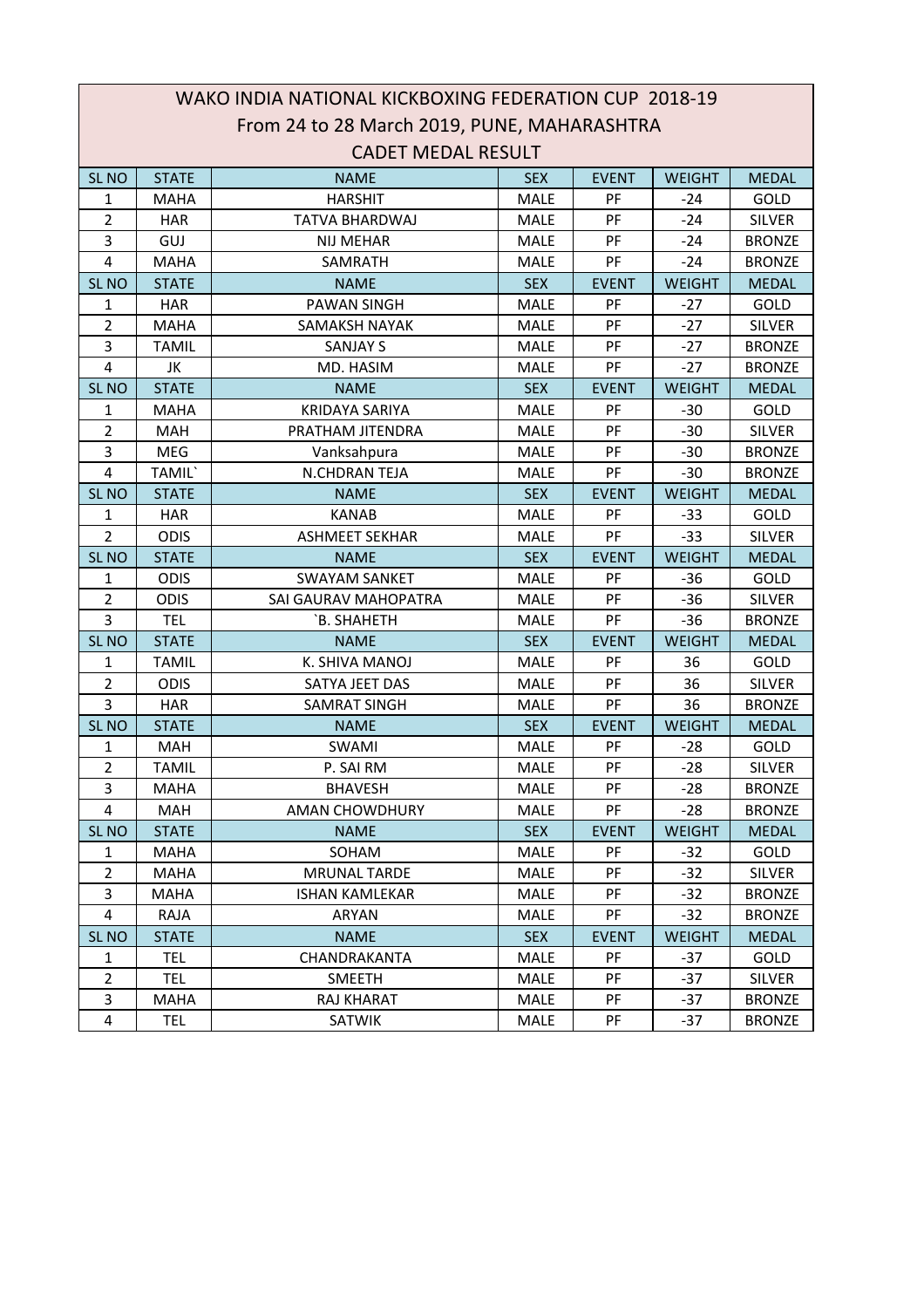# WAKO INDIA NATIONAL KICKBOXING FEDERATION CUP 2018-19

## From 24 to 28 March 2019, PUNE, MAHARASHTRA

### CADET MEDAL RESULT

| SL NO | STATE | NAME | SEX | EVENT | WEIGHT | MEDAL |
|---|---|---|---|---|---|---|
| 1 | MAHA | HARSHIT | MALE | PF | -24 | GOLD |
| 2 | HAR | TATVA BHARDWAJ | MALE | PF | -24 | SILVER |
| 3 | GUJ | NIJ MEHAR | MALE | PF | -24 | BRONZE |
| 4 | MAHA | SAMRATH | MALE | PF | -24 | BRONZE |
| SL NO | STATE | NAME | SEX | EVENT | WEIGHT | MEDAL |
| 1 | HAR | PAWAN SINGH | MALE | PF | -27 | GOLD |
| 2 | MAHA | SAMAKSH NAYAK | MALE | PF | -27 | SILVER |
| 3 | TAMIL | SANJAY S | MALE | PF | -27 | BRONZE |
| 4 | JK | MD. HASIM | MALE | PF | -27 | BRONZE |
| SL NO | STATE | NAME | SEX | EVENT | WEIGHT | MEDAL |
| 1 | MAHA | KRIDAYA SARIYA | MALE | PF | -30 | GOLD |
| 2 | MAH | PRATHAM JITENDRA | MALE | PF | -30 | SILVER |
| 3 | MEG | Vanksahpura | MALE | PF | -30 | BRONZE |
| 4 | TAMIL` | N.CHDRAN TEJA | MALE | PF | -30 | BRONZE |
| SL NO | STATE | NAME | SEX | EVENT | WEIGHT | MEDAL |
| 1 | HAR | KANAB | MALE | PF | -33 | GOLD |
| 2 | ODIS | ASHMEET SEKHAR | MALE | PF | -33 | SILVER |
| SL NO | STATE | NAME | SEX | EVENT | WEIGHT | MEDAL |
| 1 | ODIS | SWAYAM SANKET | MALE | PF | -36 | GOLD |
| 2 | ODIS | SAI GAURAV MAHOPATRA | MALE | PF | -36 | SILVER |
| 3 | TEL | `B. SHAHETH | MALE | PF | -36 | BRONZE |
| SL NO | STATE | NAME | SEX | EVENT | WEIGHT | MEDAL |
| 1 | TAMIL | K. SHIVA MANOJ | MALE | PF | 36 | GOLD |
| 2 | ODIS | SATYA JEET DAS | MALE | PF | 36 | SILVER |
| 3 | HAR | SAMRAT SINGH | MALE | PF | 36 | BRONZE |
| SL NO | STATE | NAME | SEX | EVENT | WEIGHT | MEDAL |
| 1 | MAH | SWAMI | MALE | PF | -28 | GOLD |
| 2 | TAMIL | P. SAI RM | MALE | PF | -28 | SILVER |
| 3 | MAHA | BHAVESH | MALE | PF | -28 | BRONZE |
| 4 | MAH | AMAN CHOWDHURY | MALE | PF | -28 | BRONZE |
| SL NO | STATE | NAME | SEX | EVENT | WEIGHT | MEDAL |
| 1 | MAHA | SOHAM | MALE | PF | -32 | GOLD |
| 2 | MAHA | MRUNAL TARDE | MALE | PF | -32 | SILVER |
| 3 | MAHA | ISHAN KAMLEKAR | MALE | PF | -32 | BRONZE |
| 4 | RAJA | ARYAN | MALE | PF | -32 | BRONZE |
| SL NO | STATE | NAME | SEX | EVENT | WEIGHT | MEDAL |
| 1 | TEL | CHANDRAKANTA | MALE | PF | -37 | GOLD |
| 2 | TEL | SMEETH | MALE | PF | -37 | SILVER |
| 3 | MAHA | RAJ KHARAT | MALE | PF | -37 | BRONZE |
| 4 | TEL | SATWIK | MALE | PF | -37 | BRONZE |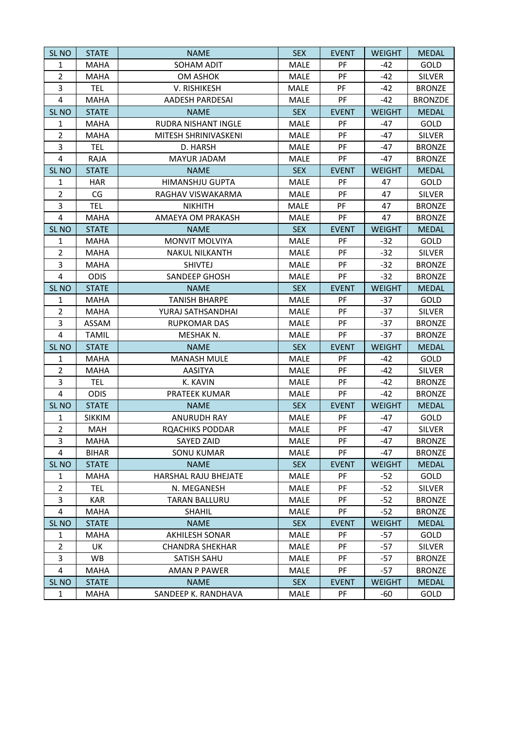| SL NO | STATE | NAME | SEX | EVENT | WEIGHT | MEDAL |
|---|---|---|---|---|---|---|
| 1 | MAHA | SOHAM ADIT | MALE | PF | -42 | GOLD |
| 2 | MAHA | OM ASHOK | MALE | PF | -42 | SILVER |
| 3 | TEL | V. RISHIKESH | MALE | PF | -42 | BRONZE |
| 4 | MAHA | AADESH PARDESAI | MALE | PF | -42 | BRONZDE |
| SL NO | STATE | NAME | SEX | EVENT | WEIGHT | MEDAL |
| 1 | MAHA | RUDRA NISHANT INGLE | MALE | PF | -47 | GOLD |
| 2 | MAHA | MITESH SHRINIVASKENI | MALE | PF | -47 | SILVER |
| 3 | TEL | D. HARSH | MALE | PF | -47 | BRONZE |
| 4 | RAJA | MAYUR JADAM | MALE | PF | -47 | BRONZE |
| SL NO | STATE | NAME | SEX | EVENT | WEIGHT | MEDAL |
| 1 | HAR | HIMANSHJU GUPTA | MALE | PF | 47 | GOLD |
| 2 | CG | RAGHAV VISWAKARMA | MALE | PF | 47 | SILVER |
| 3 | TEL | NIKHITH | MALE | PF | 47 | BRONZE |
| 4 | MAHA | AMAEYA OM PRAKASH | MALE | PF | 47 | BRONZE |
| SL NO | STATE | NAME | SEX | EVENT | WEIGHT | MEDAL |
| 1 | MAHA | MONVIT MOLVIYA | MALE | PF | -32 | GOLD |
| 2 | MAHA | NAKUL NILKANTH | MALE | PF | -32 | SILVER |
| 3 | MAHA | SHIVTEJ | MALE | PF | -32 | BRONZE |
| 4 | ODIS | SANDEEP GHOSH | MALE | PF | -32 | BRONZE |
| SL NO | STATE | NAME | SEX | EVENT | WEIGHT | MEDAL |
| 1 | MAHA | TANISH BHARPE | MALE | PF | -37 | GOLD |
| 2 | MAHA | YURAJ SATHSANDHAI | MALE | PF | -37 | SILVER |
| 3 | ASSAM | RUPKOMAR DAS | MALE | PF | -37 | BRONZE |
| 4 | TAMIL | MESHAK N. | MALE | PF | -37 | BRONZE |
| SL NO | STATE | NAME | SEX | EVENT | WEIGHT | MEDAL |
| 1 | MAHA | MANASH MULE | MALE | PF | -42 | GOLD |
| 2 | MAHA | AASITYA | MALE | PF | -42 | SILVER |
| 3 | TEL | K. KAVIN | MALE | PF | -42 | BRONZE |
| 4 | ODIS | PRATEEK KUMAR | MALE | PF | -42 | BRONZE |
| SL NO | STATE | NAME | SEX | EVENT | WEIGHT | MEDAL |
| 1 | SIKKIM | ANURUDH RAY | MALE | PF | -47 | GOLD |
| 2 | MAH | RQACHIKS PODDAR | MALE | PF | -47 | SILVER |
| 3 | MAHA | SAYED ZAID | MALE | PF | -47 | BRONZE |
| 4 | BIHAR | SONU KUMAR | MALE | PF | -47 | BRONZE |
| SL NO | STATE | NAME | SEX | EVENT | WEIGHT | MEDAL |
| 1 | MAHA | HARSHAL RAJU BHEJATE | MALE | PF | -52 | GOLD |
| 2 | TEL | N. MEGANESH | MALE | PF | -52 | SILVER |
| 3 | KAR | TARAN BALLURU | MALE | PF | -52 | BRONZE |
| 4 | MAHA | SHAHIL | MALE | PF | -52 | BRONZE |
| SL NO | STATE | NAME | SEX | EVENT | WEIGHT | MEDAL |
| 1 | MAHA | AKHILESH SONAR | MALE | PF | -57 | GOLD |
| 2 | UK | CHANDRA SHEKHAR | MALE | PF | -57 | SILVER |
| 3 | WB | SATISH SAHU | MALE | PF | -57 | BRONZE |
| 4 | MAHA | AMAN P PAWER | MALE | PF | -57 | BRONZE |
| SL NO | STATE | NAME | SEX | EVENT | WEIGHT | MEDAL |
| 1 | MAHA | SANDEEP K. RANDHAVA | MALE | PF | -60 | GOLD |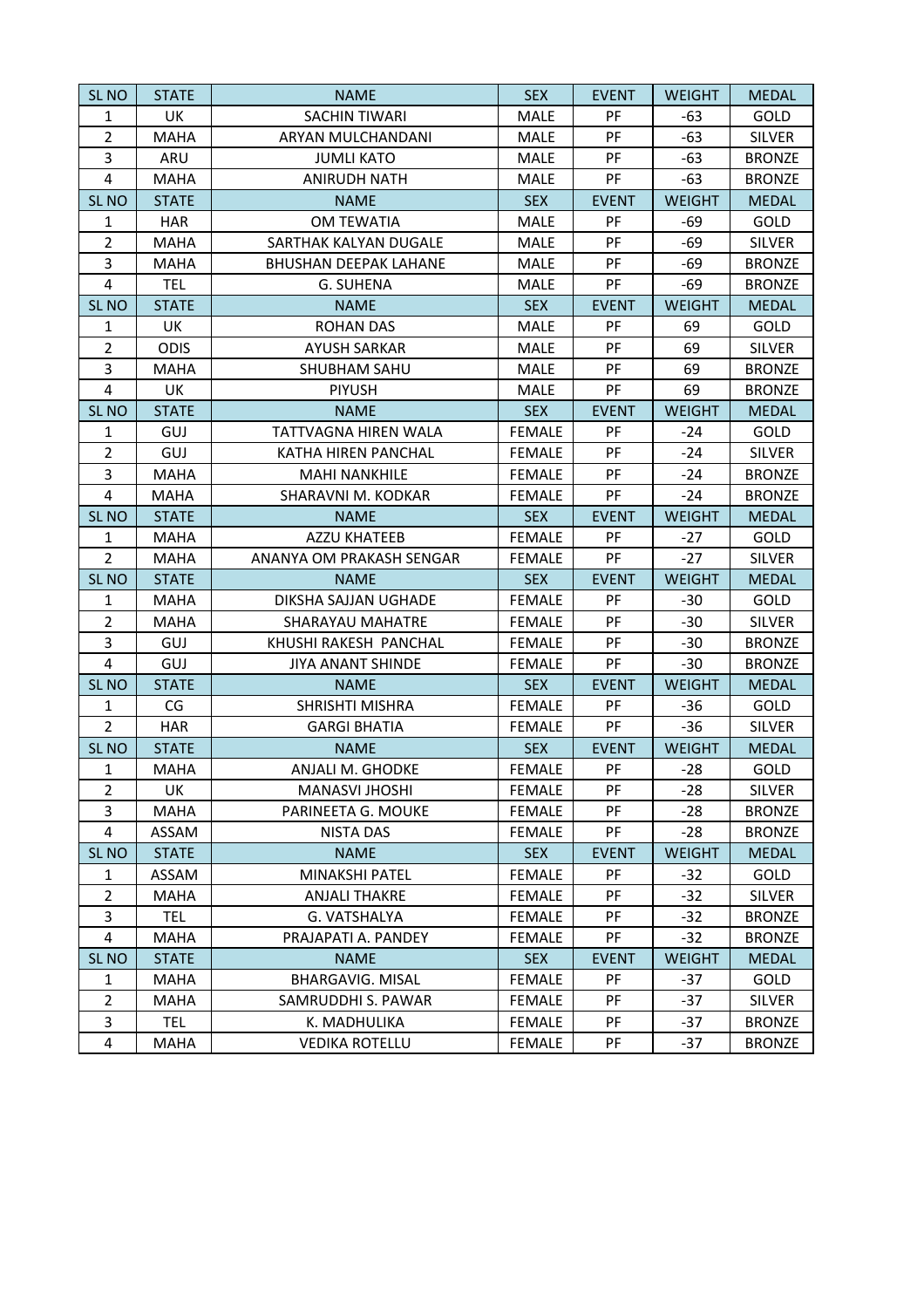| SL NO | STATE | NAME | SEX | EVENT | WEIGHT | MEDAL |
|---|---|---|---|---|---|---|
| 1 | UK | SACHIN TIWARI | MALE | PF | -63 | GOLD |
| 2 | MAHA | ARYAN MULCHANDANI | MALE | PF | -63 | SILVER |
| 3 | ARU | JUMLI KATO | MALE | PF | -63 | BRONZE |
| 4 | MAHA | ANIRUDH NATH | MALE | PF | -63 | BRONZE |
| SL NO | STATE | NAME | SEX | EVENT | WEIGHT | MEDAL |
| 1 | HAR | OM TEWATIA | MALE | PF | -69 | GOLD |
| 2 | MAHA | SARTHAK KALYAN DUGALE | MALE | PF | -69 | SILVER |
| 3 | MAHA | BHUSHAN DEEPAK LAHANE | MALE | PF | -69 | BRONZE |
| 4 | TEL | G. SUHENA | MALE | PF | -69 | BRONZE |
| SL NO | STATE | NAME | SEX | EVENT | WEIGHT | MEDAL |
| 1 | UK | ROHAN DAS | MALE | PF | 69 | GOLD |
| 2 | ODIS | AYUSH SARKAR | MALE | PF | 69 | SILVER |
| 3 | MAHA | SHUBHAM SAHU | MALE | PF | 69 | BRONZE |
| 4 | UK | PIYUSH | MALE | PF | 69 | BRONZE |
| SL NO | STATE | NAME | SEX | EVENT | WEIGHT | MEDAL |
| 1 | GUJ | TATTVAGNA HIREN WALA | FEMALE | PF | -24 | GOLD |
| 2 | GUJ | KATHA HIREN PANCHAL | FEMALE | PF | -24 | SILVER |
| 3 | MAHA | MAHI NANKHILE | FEMALE | PF | -24 | BRONZE |
| 4 | MAHA | SHARAVNI M. KODKAR | FEMALE | PF | -24 | BRONZE |
| SL NO | STATE | NAME | SEX | EVENT | WEIGHT | MEDAL |
| 1 | MAHA | AZZU KHATEEB | FEMALE | PF | -27 | GOLD |
| 2 | MAHA | ANANYA OM PRAKASH SENGAR | FEMALE | PF | -27 | SILVER |
| SL NO | STATE | NAME | SEX | EVENT | WEIGHT | MEDAL |
| 1 | MAHA | DIKSHA SAJJAN UGHADE | FEMALE | PF | -30 | GOLD |
| 2 | MAHA | SHARAYAU MAHATRE | FEMALE | PF | -30 | SILVER |
| 3 | GUJ | KHUSHI RAKESH PANCHAL | FEMALE | PF | -30 | BRONZE |
| 4 | GUJ | JIYA ANANT SHINDE | FEMALE | PF | -30 | BRONZE |
| SL NO | STATE | NAME | SEX | EVENT | WEIGHT | MEDAL |
| 1 | CG | SHRISHTI MISHRA | FEMALE | PF | -36 | GOLD |
| 2 | HAR | GARGI BHATIA | FEMALE | PF | -36 | SILVER |
| SL NO | STATE | NAME | SEX | EVENT | WEIGHT | MEDAL |
| 1 | MAHA | ANJALI M. GHODKE | FEMALE | PF | -28 | GOLD |
| 2 | UK | MANASVI JHOSHI | FEMALE | PF | -28 | SILVER |
| 3 | MAHA | PARINEETA G. MOUKE | FEMALE | PF | -28 | BRONZE |
| 4 | ASSAM | NISTA DAS | FEMALE | PF | -28 | BRONZE |
| SL NO | STATE | NAME | SEX | EVENT | WEIGHT | MEDAL |
| 1 | ASSAM | MINAKSHI PATEL | FEMALE | PF | -32 | GOLD |
| 2 | MAHA | ANJALI THAKRE | FEMALE | PF | -32 | SILVER |
| 3 | TEL | G. VATSHALYA | FEMALE | PF | -32 | BRONZE |
| 4 | MAHA | PRAJAPATI A. PANDEY | FEMALE | PF | -32 | BRONZE |
| SL NO | STATE | NAME | SEX | EVENT | WEIGHT | MEDAL |
| 1 | MAHA | BHARGAVIG. MISAL | FEMALE | PF | -37 | GOLD |
| 2 | MAHA | SAMRUDDHI S. PAWAR | FEMALE | PF | -37 | SILVER |
| 3 | TEL | K. MADHULIKA | FEMALE | PF | -37 | BRONZE |
| 4 | MAHA | VEDIKA ROTELLU | FEMALE | PF | -37 | BRONZE |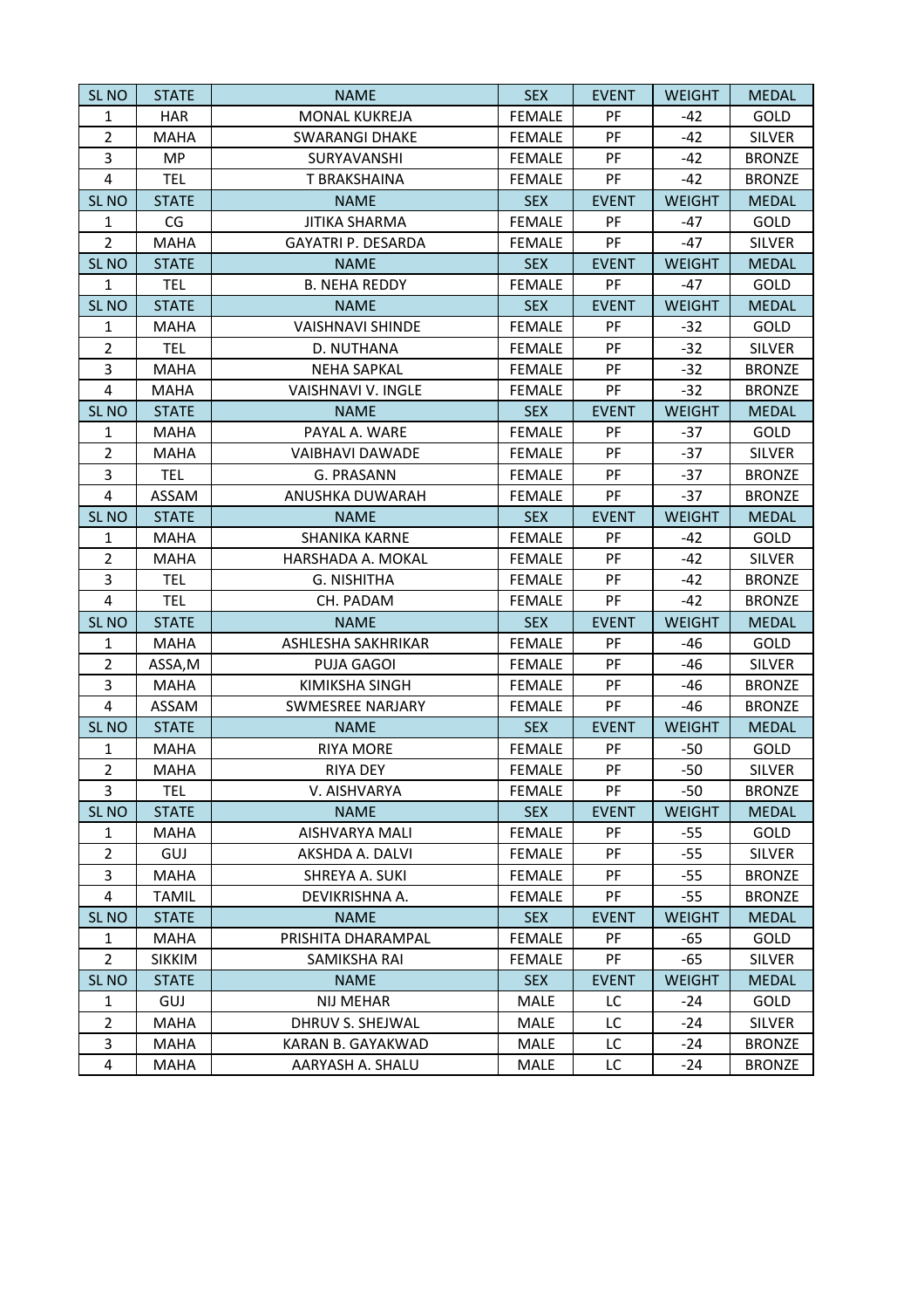| SL NO | STATE | NAME | SEX | EVENT | WEIGHT | MEDAL |
|---|---|---|---|---|---|---|
| 1 | HAR | MONAL KUKREJA | FEMALE | PF | -42 | GOLD |
| 2 | MAHA | SWARANGI DHAKE | FEMALE | PF | -42 | SILVER |
| 3 | MP | SURYAVANSHI | FEMALE | PF | -42 | BRONZE |
| 4 | TEL | T BRAKSHAINA | FEMALE | PF | -42 | BRONZE |
| SL NO | STATE | NAME | SEX | EVENT | WEIGHT | MEDAL |
| 1 | CG | JITIKA SHARMA | FEMALE | PF | -47 | GOLD |
| 2 | MAHA | GAYATRI P. DESARDA | FEMALE | PF | -47 | SILVER |
| SL NO | STATE | NAME | SEX | EVENT | WEIGHT | MEDAL |
| 1 | TEL | B. NEHA REDDY | FEMALE | PF | -47 | GOLD |
| SL NO | STATE | NAME | SEX | EVENT | WEIGHT | MEDAL |
| 1 | MAHA | VAISHNAVI SHINDE | FEMALE | PF | -32 | GOLD |
| 2 | TEL | D. NUTHANA | FEMALE | PF | -32 | SILVER |
| 3 | MAHA | NEHA SAPKAL | FEMALE | PF | -32 | BRONZE |
| 4 | MAHA | VAISHNAVI V. INGLE | FEMALE | PF | -32 | BRONZE |
| SL NO | STATE | NAME | SEX | EVENT | WEIGHT | MEDAL |
| 1 | MAHA | PAYAL A. WARE | FEMALE | PF | -37 | GOLD |
| 2 | MAHA | VAIBHAVI DAWADE | FEMALE | PF | -37 | SILVER |
| 3 | TEL | G. PRASANN | FEMALE | PF | -37 | BRONZE |
| 4 | ASSAM | ANUSHKA DUWARAH | FEMALE | PF | -37 | BRONZE |
| SL NO | STATE | NAME | SEX | EVENT | WEIGHT | MEDAL |
| 1 | MAHA | SHANIKA KARNE | FEMALE | PF | -42 | GOLD |
| 2 | MAHA | HARSHADA A. MOKAL | FEMALE | PF | -42 | SILVER |
| 3 | TEL | G. NISHITHA | FEMALE | PF | -42 | BRONZE |
| 4 | TEL | CH. PADAM | FEMALE | PF | -42 | BRONZE |
| SL NO | STATE | NAME | SEX | EVENT | WEIGHT | MEDAL |
| 1 | MAHA | ASHLESHA SAKHRIKAR | FEMALE | PF | -46 | GOLD |
| 2 | ASSA,M | PUJA GAGOI | FEMALE | PF | -46 | SILVER |
| 3 | MAHA | KIMIKSHA SINGH | FEMALE | PF | -46 | BRONZE |
| 4 | ASSAM | SWMESREE NARJARY | FEMALE | PF | -46 | BRONZE |
| SL NO | STATE | NAME | SEX | EVENT | WEIGHT | MEDAL |
| 1 | MAHA | RIYA MORE | FEMALE | PF | -50 | GOLD |
| 2 | MAHA | RIYA DEY | FEMALE | PF | -50 | SILVER |
| 3 | TEL | V. AISHVARYA | FEMALE | PF | -50 | BRONZE |
| SL NO | STATE | NAME | SEX | EVENT | WEIGHT | MEDAL |
| 1 | MAHA | AISHVARYA MALI | FEMALE | PF | -55 | GOLD |
| 2 | GUJ | AKSHDA A. DALVI | FEMALE | PF | -55 | SILVER |
| 3 | MAHA | SHREYA A. SUKI | FEMALE | PF | -55 | BRONZE |
| 4 | TAMIL | DEVIKRISHNA A. | FEMALE | PF | -55 | BRONZE |
| SL NO | STATE | NAME | SEX | EVENT | WEIGHT | MEDAL |
| 1 | MAHA | PRISHITA DHARAMPAL | FEMALE | PF | -65 | GOLD |
| 2 | SIKKIM | SAMIKSHA RAI | FEMALE | PF | -65 | SILVER |
| SL NO | STATE | NAME | SEX | EVENT | WEIGHT | MEDAL |
| 1 | GUJ | NIJ MEHAR | MALE | LC | -24 | GOLD |
| 2 | MAHA | DHRUV S. SHEJWAL | MALE | LC | -24 | SILVER |
| 3 | MAHA | KARAN B. GAYAKWAD | MALE | LC | -24 | BRONZE |
| 4 | MAHA | AARYASH A. SHALU | MALE | LC | -24 | BRONZE |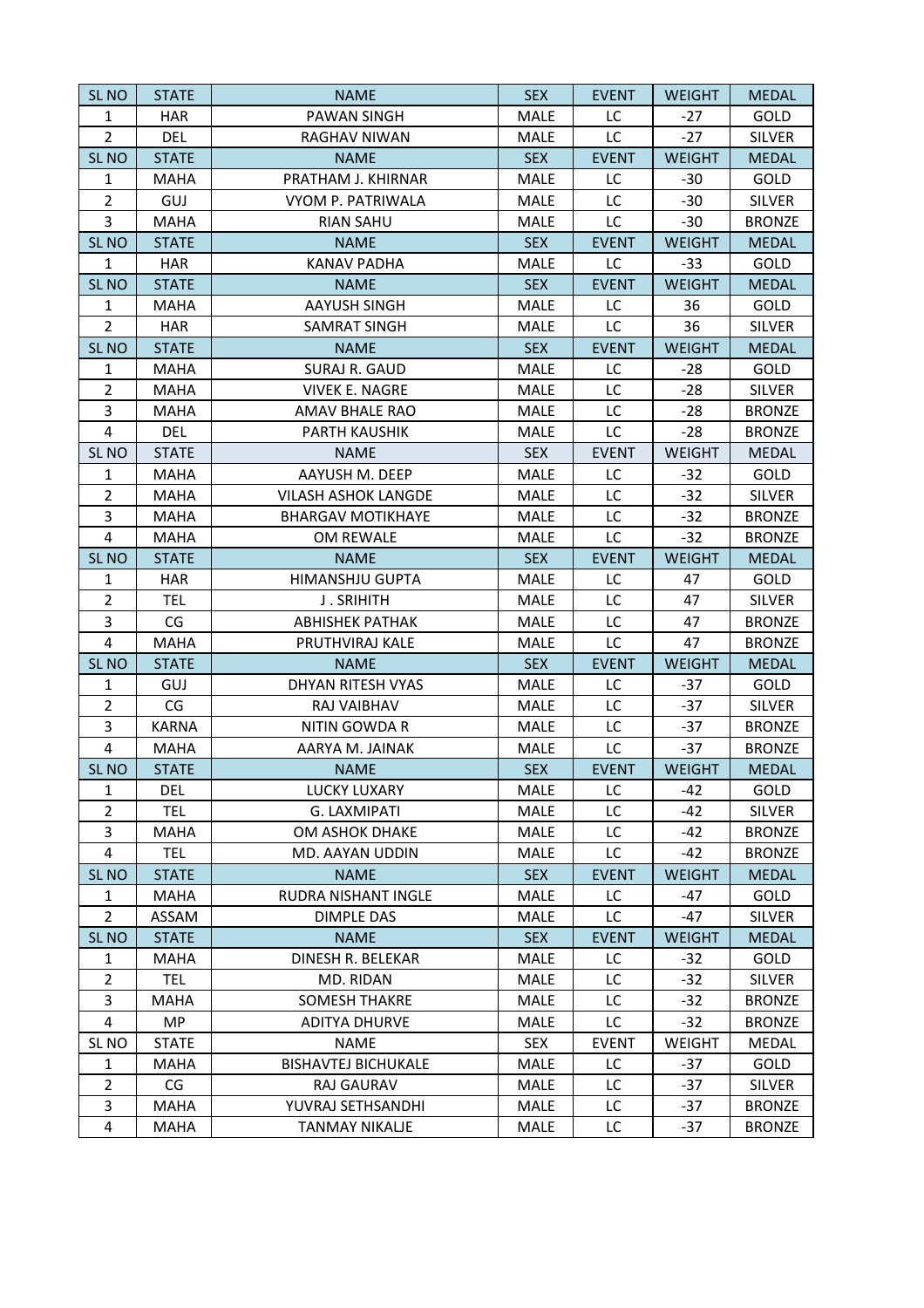| SL NO | STATE | NAME | SEX | EVENT | WEIGHT | MEDAL |
|---|---|---|---|---|---|---|
| 1 | HAR | PAWAN SINGH | MALE | LC | -27 | GOLD |
| 2 | DEL | RAGHAV NIWAN | MALE | LC | -27 | SILVER |
| SL NO | STATE | NAME | SEX | EVENT | WEIGHT | MEDAL |
| 1 | MAHA | PRATHAM J. KHIRNAR | MALE | LC | -30 | GOLD |
| 2 | GUJ | VYOM P. PATRIWALA | MALE | LC | -30 | SILVER |
| 3 | MAHA | RIAN SAHU | MALE | LC | -30 | BRONZE |
| SL NO | STATE | NAME | SEX | EVENT | WEIGHT | MEDAL |
| 1 | HAR | KANAV PADHA | MALE | LC | -33 | GOLD |
| SL NO | STATE | NAME | SEX | EVENT | WEIGHT | MEDAL |
| 1 | MAHA | AAYUSH SINGH | MALE | LC | 36 | GOLD |
| 2 | HAR | SAMRAT SINGH | MALE | LC | 36 | SILVER |
| SL NO | STATE | NAME | SEX | EVENT | WEIGHT | MEDAL |
| 1 | MAHA | SURAJ R. GAUD | MALE | LC | -28 | GOLD |
| 2 | MAHA | VIVEK E. NAGRE | MALE | LC | -28 | SILVER |
| 3 | MAHA | AMAV BHALE RAO | MALE | LC | -28 | BRONZE |
| 4 | DEL | PARTH KAUSHIK | MALE | LC | -28 | BRONZE |
| SL NO | STATE | NAME | SEX | EVENT | WEIGHT | MEDAL |
| 1 | MAHA | AAYUSH M. DEEP | MALE | LC | -32 | GOLD |
| 2 | MAHA | VILASH ASHOK LANGDE | MALE | LC | -32 | SILVER |
| 3 | MAHA | BHARGAV MOTIKHAYE | MALE | LC | -32 | BRONZE |
| 4 | MAHA | OM REWALE | MALE | LC | -32 | BRONZE |
| SL NO | STATE | NAME | SEX | EVENT | WEIGHT | MEDAL |
| 1 | HAR | HIMANSHJU GUPTA | MALE | LC | 47 | GOLD |
| 2 | TEL | J . SRIHITH | MALE | LC | 47 | SILVER |
| 3 | CG | ABHISHEK PATHAK | MALE | LC | 47 | BRONZE |
| 4 | MAHA | PRUTHVIRAJ KALE | MALE | LC | 47 | BRONZE |
| SL NO | STATE | NAME | SEX | EVENT | WEIGHT | MEDAL |
| 1 | GUJ | DHYAN RITESH VYAS | MALE | LC | -37 | GOLD |
| 2 | CG | RAJ VAIBHAV | MALE | LC | -37 | SILVER |
| 3 | KARNA | NITIN GOWDA R | MALE | LC | -37 | BRONZE |
| 4 | MAHA | AARYA M. JAINAK | MALE | LC | -37 | BRONZE |
| SL NO | STATE | NAME | SEX | EVENT | WEIGHT | MEDAL |
| 1 | DEL | LUCKY LUXARY | MALE | LC | -42 | GOLD |
| 2 | TEL | G. LAXMIPATI | MALE | LC | -42 | SILVER |
| 3 | MAHA | OM ASHOK DHAKE | MALE | LC | -42 | BRONZE |
| 4 | TEL | MD. AAYAN UDDIN | MALE | LC | -42 | BRONZE |
| SL NO | STATE | NAME | SEX | EVENT | WEIGHT | MEDAL |
| 1 | MAHA | RUDRA NISHANT INGLE | MALE | LC | -47 | GOLD |
| 2 | ASSAM | DIMPLE DAS | MALE | LC | -47 | SILVER |
| SL NO | STATE | NAME | SEX | EVENT | WEIGHT | MEDAL |
| 1 | MAHA | DINESH R. BELEKAR | MALE | LC | -32 | GOLD |
| 2 | TEL | MD. RIDAN | MALE | LC | -32 | SILVER |
| 3 | MAHA | SOMESH THAKRE | MALE | LC | -32 | BRONZE |
| 4 | MP | ADITYA DHURVE | MALE | LC | -32 | BRONZE |
| SL NO | STATE | NAME | SEX | EVENT | WEIGHT | MEDAL |
| 1 | MAHA | BISHAVTEJ BICHUKALE | MALE | LC | -37 | GOLD |
| 2 | CG | RAJ GAURAV | MALE | LC | -37 | SILVER |
| 3 | MAHA | YUVRAJ SETHSANDHI | MALE | LC | -37 | BRONZE |
| 4 | MAHA | TANMAY NIKALJE | MALE | LC | -37 | BRONZE |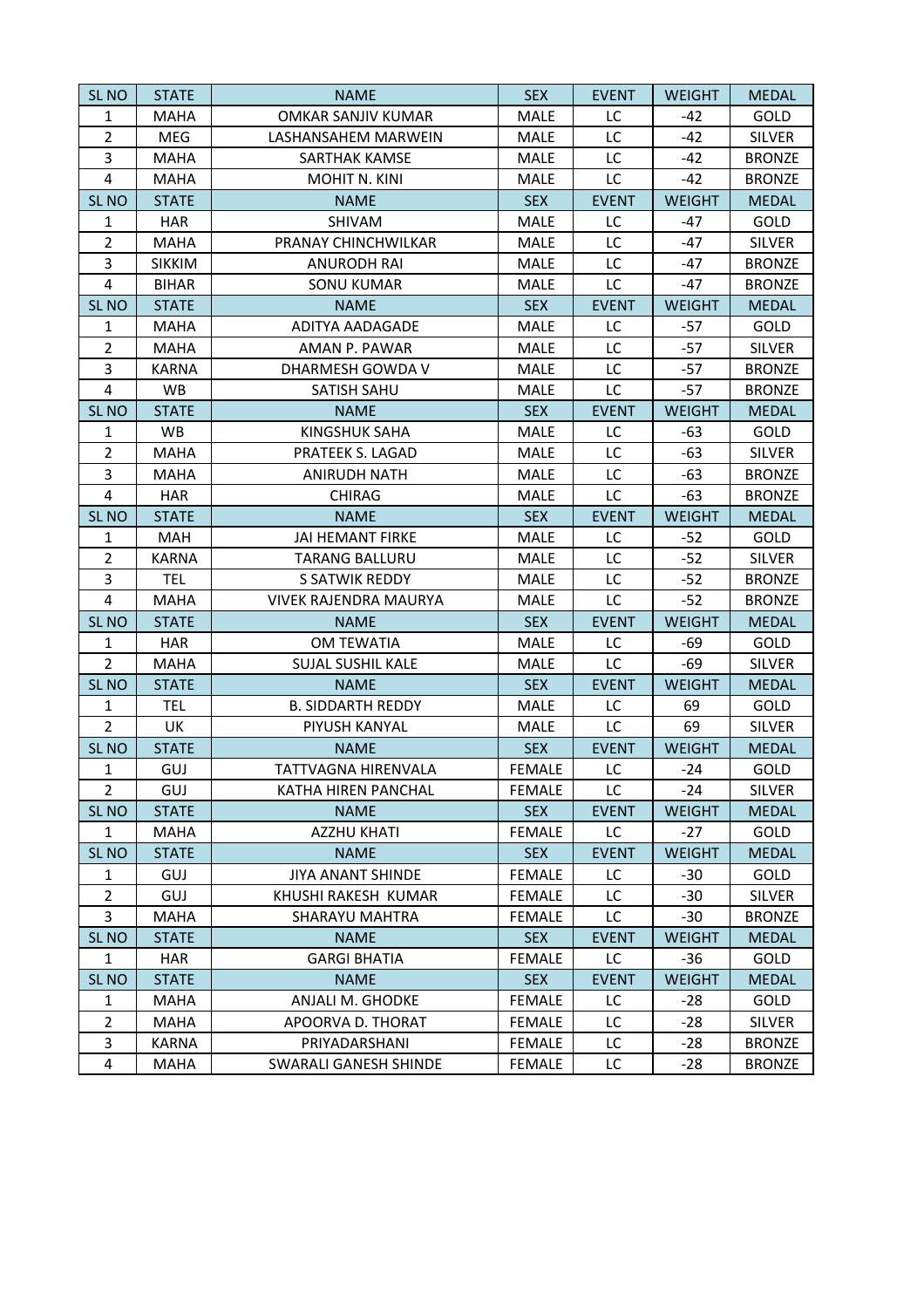| SL NO | STATE | NAME | SEX | EVENT | WEIGHT | MEDAL |
|---|---|---|---|---|---|---|
| 1 | MAHA | OMKAR SANJIV KUMAR | MALE | LC | -42 | GOLD |
| 2 | MEG | LASHANSAHEM MARWEIN | MALE | LC | -42 | SILVER |
| 3 | MAHA | SARTHAK KAMSE | MALE | LC | -42 | BRONZE |
| 4 | MAHA | MOHIT N. KINI | MALE | LC | -42 | BRONZE |
| SL NO | STATE | NAME | SEX | EVENT | WEIGHT | MEDAL |
| 1 | HAR | SHIVAM | MALE | LC | -47 | GOLD |
| 2 | MAHA | PRANAY CHINCHWILKAR | MALE | LC | -47 | SILVER |
| 3 | SIKKIM | ANURODH RAI | MALE | LC | -47 | BRONZE |
| 4 | BIHAR | SONU KUMAR | MALE | LC | -47 | BRONZE |
| SL NO | STATE | NAME | SEX | EVENT | WEIGHT | MEDAL |
| 1 | MAHA | ADITYA AADAGADE | MALE | LC | -57 | GOLD |
| 2 | MAHA | AMAN P. PAWAR | MALE | LC | -57 | SILVER |
| 3 | KARNA | DHARMESH GOWDA V | MALE | LC | -57 | BRONZE |
| 4 | WB | SATISH SAHU | MALE | LC | -57 | BRONZE |
| SL NO | STATE | NAME | SEX | EVENT | WEIGHT | MEDAL |
| 1 | WB | KINGSHUK SAHA | MALE | LC | -63 | GOLD |
| 2 | MAHA | PRATEEK S. LAGAD | MALE | LC | -63 | SILVER |
| 3 | MAHA | ANIRUDH NATH | MALE | LC | -63 | BRONZE |
| 4 | HAR | CHIRAG | MALE | LC | -63 | BRONZE |
| SL NO | STATE | NAME | SEX | EVENT | WEIGHT | MEDAL |
| 1 | MAH | JAI HEMANT FIRKE | MALE | LC | -52 | GOLD |
| 2 | KARNA | TARANG BALLURU | MALE | LC | -52 | SILVER |
| 3 | TEL | S SATWIK REDDY | MALE | LC | -52 | BRONZE |
| 4 | MAHA | VIVEK RAJENDRA MAURYA | MALE | LC | -52 | BRONZE |
| SL NO | STATE | NAME | SEX | EVENT | WEIGHT | MEDAL |
| 1 | HAR | OM TEWATIA | MALE | LC | -69 | GOLD |
| 2 | MAHA | SUJAL SUSHIL KALE | MALE | LC | -69 | SILVER |
| SL NO | STATE | NAME | SEX | EVENT | WEIGHT | MEDAL |
| 1 | TEL | B. SIDDARTH REDDY | MALE | LC | 69 | GOLD |
| 2 | UK | PIYUSH KANYAL | MALE | LC | 69 | SILVER |
| SL NO | STATE | NAME | SEX | EVENT | WEIGHT | MEDAL |
| 1 | GUJ | TATTVAGNA HIRENVALA | FEMALE | LC | -24 | GOLD |
| 2 | GUJ | KATHA HIREN PANCHAL | FEMALE | LC | -24 | SILVER |
| SL NO | STATE | NAME | SEX | EVENT | WEIGHT | MEDAL |
| 1 | MAHA | AZZHU KHATI | FEMALE | LC | -27 | GOLD |
| SL NO | STATE | NAME | SEX | EVENT | WEIGHT | MEDAL |
| 1 | GUJ | JIYA ANANT SHINDE | FEMALE | LC | -30 | GOLD |
| 2 | GUJ | KHUSHI RAKESH KUMAR | FEMALE | LC | -30 | SILVER |
| 3 | MAHA | SHARAYU MAHTRA | FEMALE | LC | -30 | BRONZE |
| SL NO | STATE | NAME | SEX | EVENT | WEIGHT | MEDAL |
| 1 | HAR | GARGI BHATIA | FEMALE | LC | -36 | GOLD |
| SL NO | STATE | NAME | SEX | EVENT | WEIGHT | MEDAL |
| 1 | MAHA | ANJALI M. GHODKE | FEMALE | LC | -28 | GOLD |
| 2 | MAHA | APOORVA D. THORAT | FEMALE | LC | -28 | SILVER |
| 3 | KARNA | PRIYADARSHANI | FEMALE | LC | -28 | BRONZE |
| 4 | MAHA | SWARALI GANESH SHINDE | FEMALE | LC | -28 | BRONZE |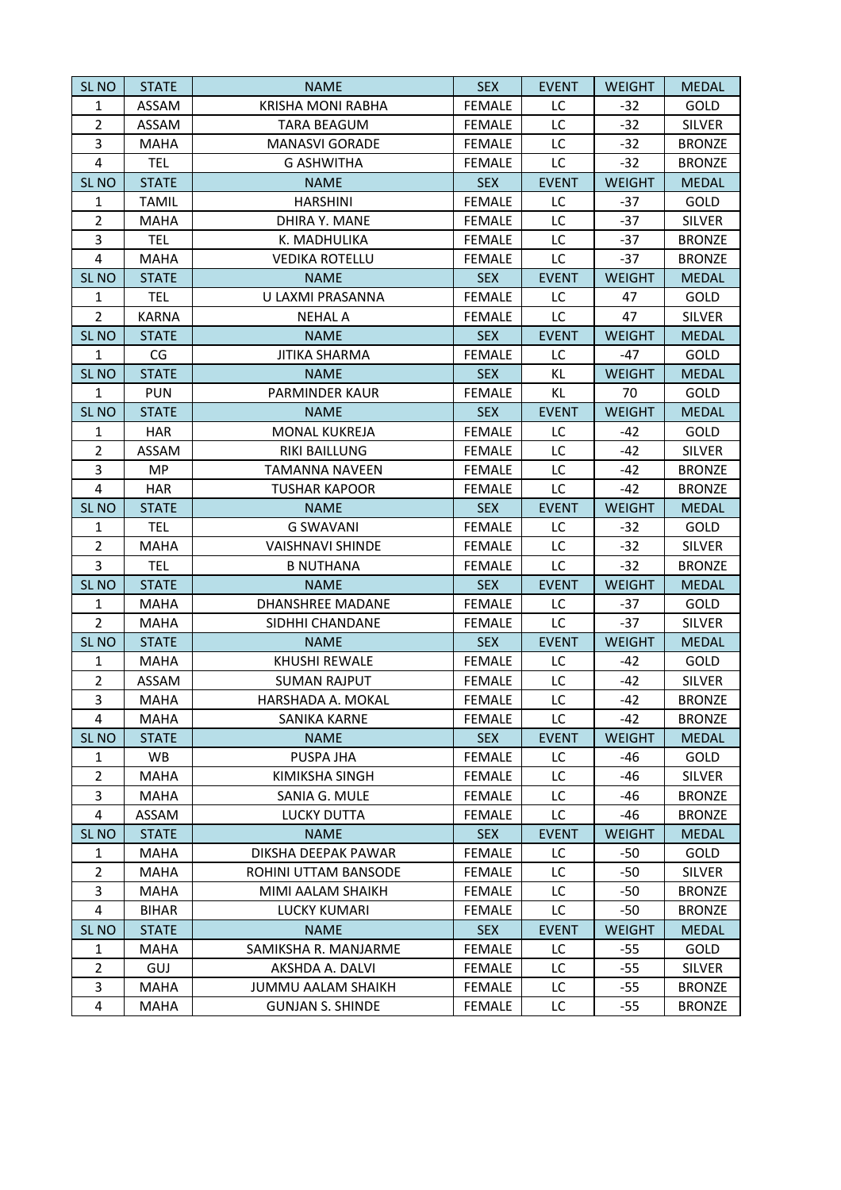| SL NO | STATE | NAME | SEX | EVENT | WEIGHT | MEDAL |
|---|---|---|---|---|---|---|
| 1 | ASSAM | KRISHA MONI RABHA | FEMALE | LC | -32 | GOLD |
| 2 | ASSAM | TARA BEAGUM | FEMALE | LC | -32 | SILVER |
| 3 | MAHA | MANASVI GORADE | FEMALE | LC | -32 | BRONZE |
| 4 | TEL | G ASHWITHA | FEMALE | LC | -32 | BRONZE |
| SL NO | STATE | NAME | SEX | EVENT | WEIGHT | MEDAL |
| 1 | TAMIL | HARSHINI | FEMALE | LC | -37 | GOLD |
| 2 | MAHA | DHIRA Y. MANE | FEMALE | LC | -37 | SILVER |
| 3 | TEL | K. MADHULIKA | FEMALE | LC | -37 | BRONZE |
| 4 | MAHA | VEDIKA ROTELLU | FEMALE | LC | -37 | BRONZE |
| SL NO | STATE | NAME | SEX | EVENT | WEIGHT | MEDAL |
| 1 | TEL | U LAXMI PRASANNA | FEMALE | LC | 47 | GOLD |
| 2 | KARNA | NEHAL A | FEMALE | LC | 47 | SILVER |
| SL NO | STATE | NAME | SEX | EVENT | WEIGHT | MEDAL |
| 1 | CG | JITIKA SHARMA | FEMALE | LC | -47 | GOLD |
| SL NO | STATE | NAME | SEX | KL | WEIGHT | MEDAL |
| 1 | PUN | PARMINDER KAUR | FEMALE | KL | 70 | GOLD |
| SL NO | STATE | NAME | SEX | EVENT | WEIGHT | MEDAL |
| 1 | HAR | MONAL KUKREJA | FEMALE | LC | -42 | GOLD |
| 2 | ASSAM | RIKI BAILLUNG | FEMALE | LC | -42 | SILVER |
| 3 | MP | TAMANNA NAVEEN | FEMALE | LC | -42 | BRONZE |
| 4 | HAR | TUSHAR KAPOOR | FEMALE | LC | -42 | BRONZE |
| SL NO | STATE | NAME | SEX | EVENT | WEIGHT | MEDAL |
| 1 | TEL | G SWAVANI | FEMALE | LC | -32 | GOLD |
| 2 | MAHA | VAISHNAVI SHINDE | FEMALE | LC | -32 | SILVER |
| 3 | TEL | B NUTHANA | FEMALE | LC | -32 | BRONZE |
| SL NO | STATE | NAME | SEX | EVENT | WEIGHT | MEDAL |
| 1 | MAHA | DHANSHREE MADANE | FEMALE | LC | -37 | GOLD |
| 2 | MAHA | SIDHHI CHANDANE | FEMALE | LC | -37 | SILVER |
| SL NO | STATE | NAME | SEX | EVENT | WEIGHT | MEDAL |
| 1 | MAHA | KHUSHI REWALE | FEMALE | LC | -42 | GOLD |
| 2 | ASSAM | SUMAN RAJPUT | FEMALE | LC | -42 | SILVER |
| 3 | MAHA | HARSHADA A. MOKAL | FEMALE | LC | -42 | BRONZE |
| 4 | MAHA | SANIKA KARNE | FEMALE | LC | -42 | BRONZE |
| SL NO | STATE | NAME | SEX | EVENT | WEIGHT | MEDAL |
| 1 | WB | PUSPA JHA | FEMALE | LC | -46 | GOLD |
| 2 | MAHA | KIMIKSHA SINGH | FEMALE | LC | -46 | SILVER |
| 3 | MAHA | SANIA G. MULE | FEMALE | LC | -46 | BRONZE |
| 4 | ASSAM | LUCKY DUTTA | FEMALE | LC | -46 | BRONZE |
| SL NO | STATE | NAME | SEX | EVENT | WEIGHT | MEDAL |
| 1 | MAHA | DIKSHA DEEPAK PAWAR | FEMALE | LC | -50 | GOLD |
| 2 | MAHA | ROHINI UTTAM BANSODE | FEMALE | LC | -50 | SILVER |
| 3 | MAHA | MIMI AALAM SHAIKH | FEMALE | LC | -50 | BRONZE |
| 4 | BIHAR | LUCKY KUMARI | FEMALE | LC | -50 | BRONZE |
| SL NO | STATE | NAME | SEX | EVENT | WEIGHT | MEDAL |
| 1 | MAHA | SAMIKSHA R. MANJARME | FEMALE | LC | -55 | GOLD |
| 2 | GUJ | AKSHDA A. DALVI | FEMALE | LC | -55 | SILVER |
| 3 | MAHA | JUMMU AALAM SHAIKH | FEMALE | LC | -55 | BRONZE |
| 4 | MAHA | GUNJAN S. SHINDE | FEMALE | LC | -55 | BRONZE |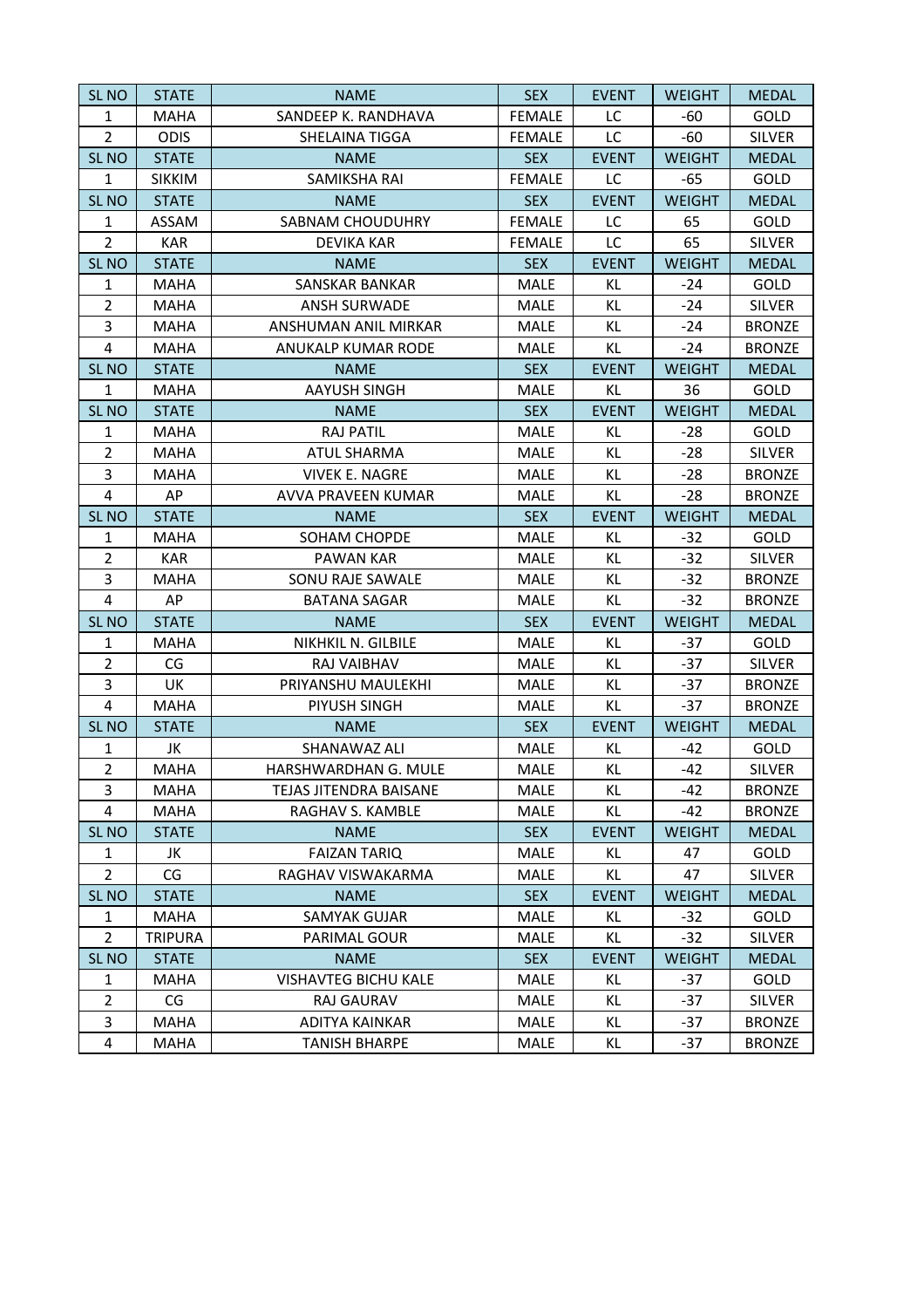| SL NO | STATE | NAME | SEX | EVENT | WEIGHT | MEDAL |
|---|---|---|---|---|---|---|
| 1 | MAHA | SANDEEP K. RANDHAVA | FEMALE | LC | -60 | GOLD |
| 2 | ODIS | SHELAINA TIGGA | FEMALE | LC | -60 | SILVER |
| SL NO | STATE | NAME | SEX | EVENT | WEIGHT | MEDAL |
| 1 | SIKKIM | SAMIKSHA RAI | FEMALE | LC | -65 | GOLD |
| SL NO | STATE | NAME | SEX | EVENT | WEIGHT | MEDAL |
| 1 | ASSAM | SABNAM CHOUDUHRY | FEMALE | LC | 65 | GOLD |
| 2 | KAR | DEVIKA KAR | FEMALE | LC | 65 | SILVER |
| SL NO | STATE | NAME | SEX | EVENT | WEIGHT | MEDAL |
| 1 | MAHA | SANSKAR BANKAR | MALE | KL | -24 | GOLD |
| 2 | MAHA | ANSH SURWADE | MALE | KL | -24 | SILVER |
| 3 | MAHA | ANSHUMAN ANIL MIRKAR | MALE | KL | -24 | BRONZE |
| 4 | MAHA | ANUKALP KUMAR RODE | MALE | KL | -24 | BRONZE |
| SL NO | STATE | NAME | SEX | EVENT | WEIGHT | MEDAL |
| 1 | MAHA | AAYUSH SINGH | MALE | KL | 36 | GOLD |
| SL NO | STATE | NAME | SEX | EVENT | WEIGHT | MEDAL |
| 1 | MAHA | RAJ PATIL | MALE | KL | -28 | GOLD |
| 2 | MAHA | ATUL SHARMA | MALE | KL | -28 | SILVER |
| 3 | MAHA | VIVEK E. NAGRE | MALE | KL | -28 | BRONZE |
| 4 | AP | AVVA PRAVEEN KUMAR | MALE | KL | -28 | BRONZE |
| SL NO | STATE | NAME | SEX | EVENT | WEIGHT | MEDAL |
| 1 | MAHA | SOHAM CHOPDE | MALE | KL | -32 | GOLD |
| 2 | KAR | PAWAN KAR | MALE | KL | -32 | SILVER |
| 3 | MAHA | SONU RAJE SAWALE | MALE | KL | -32 | BRONZE |
| 4 | AP | BATANA SAGAR | MALE | KL | -32 | BRONZE |
| SL NO | STATE | NAME | SEX | EVENT | WEIGHT | MEDAL |
| 1 | MAHA | NIKHKIL N. GILBILE | MALE | KL | -37 | GOLD |
| 2 | CG | RAJ VAIBHAV | MALE | KL | -37 | SILVER |
| 3 | UK | PRIYANSHU MAULEKHI | MALE | KL | -37 | BRONZE |
| 4 | MAHA | PIYUSH SINGH | MALE | KL | -37 | BRONZE |
| SL NO | STATE | NAME | SEX | EVENT | WEIGHT | MEDAL |
| 1 | JK | SHANAWAZ ALI | MALE | KL | -42 | GOLD |
| 2 | MAHA | HARSHWARDHAN G. MULE | MALE | KL | -42 | SILVER |
| 3 | MAHA | TEJAS JITENDRA BAISANE | MALE | KL | -42 | BRONZE |
| 4 | MAHA | RAGHAV S. KAMBLE | MALE | KL | -42 | BRONZE |
| SL NO | STATE | NAME | SEX | EVENT | WEIGHT | MEDAL |
| 1 | JK | FAIZAN TARIQ | MALE | KL | 47 | GOLD |
| 2 | CG | RAGHAV VISWAKARMA | MALE | KL | 47 | SILVER |
| SL NO | STATE | NAME | SEX | EVENT | WEIGHT | MEDAL |
| 1 | MAHA | SAMYAK GUJAR | MALE | KL | -32 | GOLD |
| 2 | TRIPURA | PARIMAL GOUR | MALE | KL | -32 | SILVER |
| SL NO | STATE | NAME | SEX | EVENT | WEIGHT | MEDAL |
| 1 | MAHA | VISHAVTEG BICHU KALE | MALE | KL | -37 | GOLD |
| 2 | CG | RAJ GAURAV | MALE | KL | -37 | SILVER |
| 3 | MAHA | ADITYA KAINKAR | MALE | KL | -37 | BRONZE |
| 4 | MAHA | TANISH BHARPE | MALE | KL | -37 | BRONZE |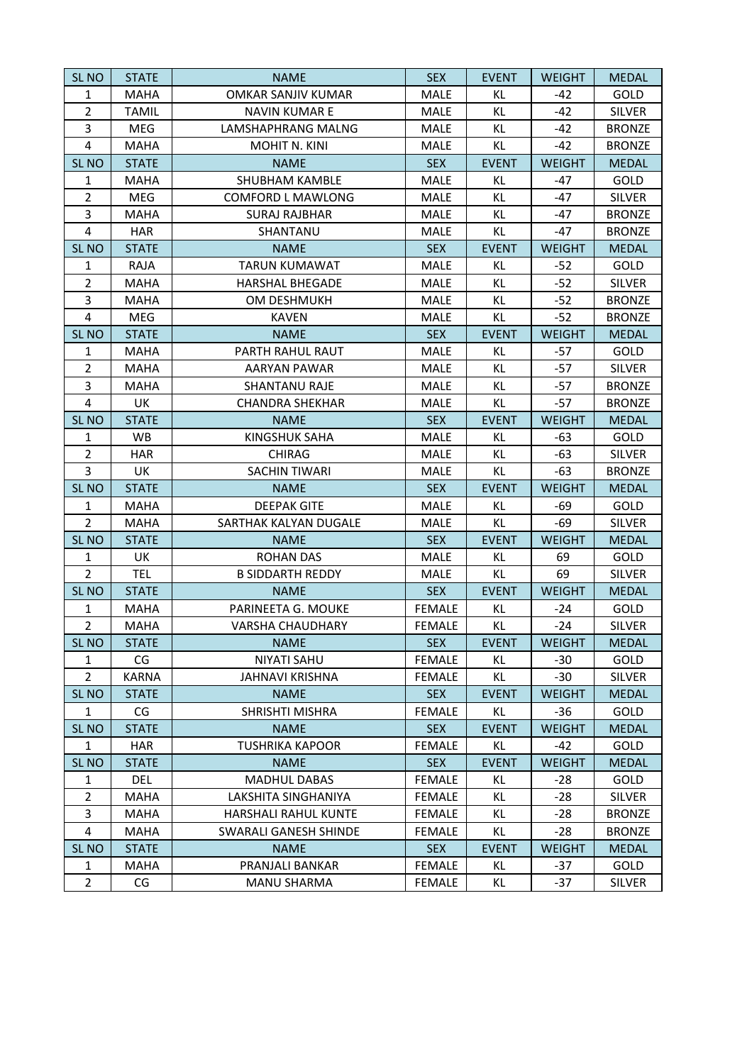| SL NO | STATE | NAME | SEX | EVENT | WEIGHT | MEDAL |
|---|---|---|---|---|---|---|
| 1 | MAHA | OMKAR SANJIV KUMAR | MALE | KL | -42 | GOLD |
| 2 | TAMIL | NAVIN KUMAR E | MALE | KL | -42 | SILVER |
| 3 | MEG | LAMSHAPHRANG MALNG | MALE | KL | -42 | BRONZE |
| 4 | MAHA | MOHIT N. KINI | MALE | KL | -42 | BRONZE |
| SL NO | STATE | NAME | SEX | EVENT | WEIGHT | MEDAL |
| 1 | MAHA | SHUBHAM KAMBLE | MALE | KL | -47 | GOLD |
| 2 | MEG | COMFORD L MAWLONG | MALE | KL | -47 | SILVER |
| 3 | MAHA | SURAJ RAJBHAR | MALE | KL | -47 | BRONZE |
| 4 | HAR | SHANTANU | MALE | KL | -47 | BRONZE |
| SL NO | STATE | NAME | SEX | EVENT | WEIGHT | MEDAL |
| 1 | RAJA | TARUN KUMAWAT | MALE | KL | -52 | GOLD |
| 2 | MAHA | HARSHAL BHEGADE | MALE | KL | -52 | SILVER |
| 3 | MAHA | OM DESHMUKH | MALE | KL | -52 | BRONZE |
| 4 | MEG | KAVEN | MALE | KL | -52 | BRONZE |
| SL NO | STATE | NAME | SEX | EVENT | WEIGHT | MEDAL |
| 1 | MAHA | PARTH RAHUL RAUT | MALE | KL | -57 | GOLD |
| 2 | MAHA | AARYAN PAWAR | MALE | KL | -57 | SILVER |
| 3 | MAHA | SHANTANU RAJE | MALE | KL | -57 | BRONZE |
| 4 | UK | CHANDRA SHEKHAR | MALE | KL | -57 | BRONZE |
| SL NO | STATE | NAME | SEX | EVENT | WEIGHT | MEDAL |
| 1 | WB | KINGSHUK SAHA | MALE | KL | -63 | GOLD |
| 2 | HAR | CHIRAG | MALE | KL | -63 | SILVER |
| 3 | UK | SACHIN TIWARI | MALE | KL | -63 | BRONZE |
| SL NO | STATE | NAME | SEX | EVENT | WEIGHT | MEDAL |
| 1 | MAHA | DEEPAK GITE | MALE | KL | -69 | GOLD |
| 2 | MAHA | SARTHAK KALYAN DUGALE | MALE | KL | -69 | SILVER |
| SL NO | STATE | NAME | SEX | EVENT | WEIGHT | MEDAL |
| 1 | UK | ROHAN DAS | MALE | KL | 69 | GOLD |
| 2 | TEL | B SIDDARTH REDDY | MALE | KL | 69 | SILVER |
| SL NO | STATE | NAME | SEX | EVENT | WEIGHT | MEDAL |
| 1 | MAHA | PARINEETA G. MOUKE | FEMALE | KL | -24 | GOLD |
| 2 | MAHA | VARSHA CHAUDHARY | FEMALE | KL | -24 | SILVER |
| SL NO | STATE | NAME | SEX | EVENT | WEIGHT | MEDAL |
| 1 | CG | NIYATI SAHU | FEMALE | KL | -30 | GOLD |
| 2 | KARNA | JAHNAVI KRISHNA | FEMALE | KL | -30 | SILVER |
| SL NO | STATE | NAME | SEX | EVENT | WEIGHT | MEDAL |
| 1 | CG | SHRISHTI MISHRA | FEMALE | KL | -36 | GOLD |
| SL NO | STATE | NAME | SEX | EVENT | WEIGHT | MEDAL |
| 1 | HAR | TUSHRIKA KAPOOR | FEMALE | KL | -42 | GOLD |
| SL NO | STATE | NAME | SEX | EVENT | WEIGHT | MEDAL |
| 1 | DEL | MADHUL DABAS | FEMALE | KL | -28 | GOLD |
| 2 | MAHA | LAKSHITA SINGHANIYA | FEMALE | KL | -28 | SILVER |
| 3 | MAHA | HARSHALI RAHUL KUNTE | FEMALE | KL | -28 | BRONZE |
| 4 | MAHA | SWARALI GANESH SHINDE | FEMALE | KL | -28 | BRONZE |
| SL NO | STATE | NAME | SEX | EVENT | WEIGHT | MEDAL |
| 1 | MAHA | PRANJALI BANKAR | FEMALE | KL | -37 | GOLD |
| 2 | CG | MANU SHARMA | FEMALE | KL | -37 | SILVER |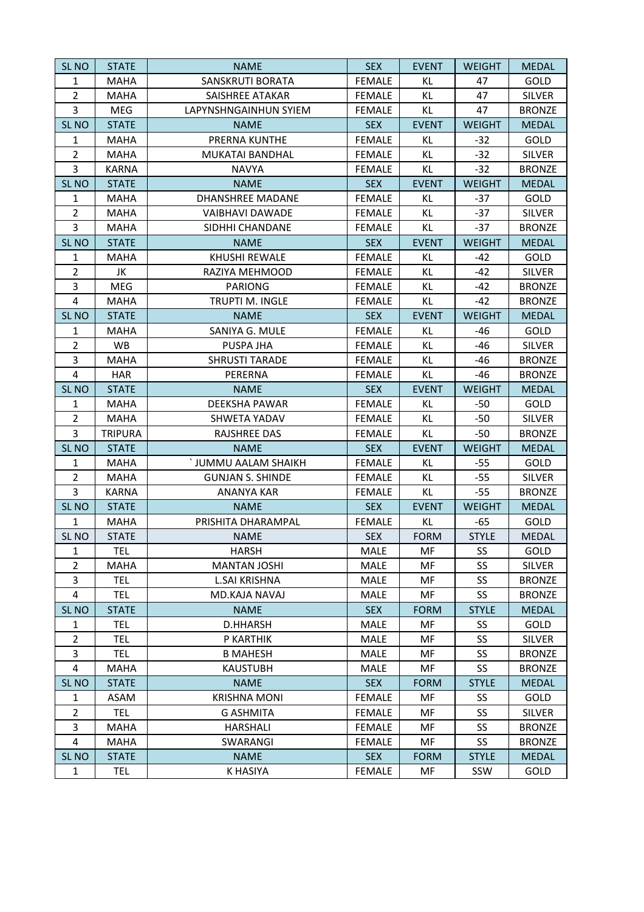| SL NO | STATE | NAME | SEX | EVENT | WEIGHT | MEDAL |
|---|---|---|---|---|---|---|
| 1 | MAHA | SANSKRUTI BORATA | FEMALE | KL | 47 | GOLD |
| 2 | MAHA | SAISHREE ATAKAR | FEMALE | KL | 47 | SILVER |
| 3 | MEG | LAPYNSHNGAINHUN SYIEM | FEMALE | KL | 47 | BRONZE |
| SL NO | STATE | NAME | SEX | EVENT | WEIGHT | MEDAL |
| 1 | MAHA | PRERNA KUNTHE | FEMALE | KL | -32 | GOLD |
| 2 | MAHA | MUKATAI BANDHAL | FEMALE | KL | -32 | SILVER |
| 3 | KARNA | NAVYA | FEMALE | KL | -32 | BRONZE |
| SL NO | STATE | NAME | SEX | EVENT | WEIGHT | MEDAL |
| 1 | MAHA | DHANSHREE MADANE | FEMALE | KL | -37 | GOLD |
| 2 | MAHA | VAIBHAVI DAWADE | FEMALE | KL | -37 | SILVER |
| 3 | MAHA | SIDHHI CHANDANE | FEMALE | KL | -37 | BRONZE |
| SL NO | STATE | NAME | SEX | EVENT | WEIGHT | MEDAL |
| 1 | MAHA | KHUSHI REWALE | FEMALE | KL | -42 | GOLD |
| 2 | JK | RAZIYA MEHMOOD | FEMALE | KL | -42 | SILVER |
| 3 | MEG | PARIONG | FEMALE | KL | -42 | BRONZE |
| 4 | MAHA | TRUPTI M. INGLE | FEMALE | KL | -42 | BRONZE |
| SL NO | STATE | NAME | SEX | EVENT | WEIGHT | MEDAL |
| 1 | MAHA | SANIYA G. MULE | FEMALE | KL | -46 | GOLD |
| 2 | WB | PUSPA JHA | FEMALE | KL | -46 | SILVER |
| 3 | MAHA | SHRUSTI TARADE | FEMALE | KL | -46 | BRONZE |
| 4 | HAR | PERERNA | FEMALE | KL | -46 | BRONZE |
| SL NO | STATE | NAME | SEX | EVENT | WEIGHT | MEDAL |
| 1 | MAHA | DEEKSHA PAWAR | FEMALE | KL | -50 | GOLD |
| 2 | MAHA | SHWETA YADAV | FEMALE | KL | -50 | SILVER |
| 3 | TRIPURA | RAJSHREE DAS | FEMALE | KL | -50 | BRONZE |
| SL NO | STATE | NAME | SEX | EVENT | WEIGHT | MEDAL |
| 1 | MAHA | ` JUMMU AALAM SHAIKH | FEMALE | KL | -55 | GOLD |
| 2 | MAHA | GUNJAN S. SHINDE | FEMALE | KL | -55 | SILVER |
| 3 | KARNA | ANANYA KAR | FEMALE | KL | -55 | BRONZE |
| SL NO | STATE | NAME | SEX | EVENT | WEIGHT | MEDAL |
| 1 | MAHA | PRISHITA DHARAMPAL | FEMALE | KL | -65 | GOLD |
| SL NO | STATE | NAME | SEX | FORM | STYLE | MEDAL |
| 1 | TEL | HARSH | MALE | MF | SS | GOLD |
| 2 | MAHA | MANTAN JOSHI | MALE | MF | SS | SILVER |
| 3 | TEL | L.SAI KRISHNA | MALE | MF | SS | BRONZE |
| 4 | TEL | MD.KAJA NAVAJ | MALE | MF | SS | BRONZE |
| SL NO | STATE | NAME | SEX | FORM | STYLE | MEDAL |
| 1 | TEL | D.HHARSH | MALE | MF | SS | GOLD |
| 2 | TEL | P KARTHIK | MALE | MF | SS | SILVER |
| 3 | TEL | B MAHESH | MALE | MF | SS | BRONZE |
| 4 | MAHA | KAUSTUBH | MALE | MF | SS | BRONZE |
| SL NO | STATE | NAME | SEX | FORM | STYLE | MEDAL |
| 1 | ASAM | KRISHNA MONI | FEMALE | MF | SS | GOLD |
| 2 | TEL | G ASHMITA | FEMALE | MF | SS | SILVER |
| 3 | MAHA | HARSHALI | FEMALE | MF | SS | BRONZE |
| 4 | MAHA | SWARANGI | FEMALE | MF | SS | BRONZE |
| SL NO | STATE | NAME | SEX | FORM | STYLE | MEDAL |
| 1 | TEL | K HASIYA | FEMALE | MF | SSW | GOLD |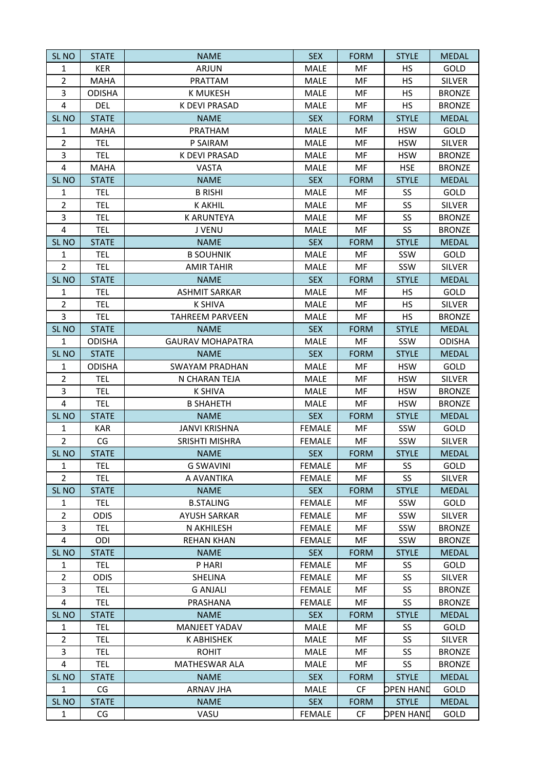| SL NO | STATE | NAME | SEX | FORM | STYLE | MEDAL |
|---|---|---|---|---|---|---|
| 1 | KER | ARJUN | MALE | MF | HS | GOLD |
| 2 | MAHA | PRATTAM | MALE | MF | HS | SILVER |
| 3 | ODISHA | K MUKESH | MALE | MF | HS | BRONZE |
| 4 | DEL | K DEVI PRASAD | MALE | MF | HS | BRONZE |
| SL NO | STATE | NAME | SEX | FORM | STYLE | MEDAL |
| 1 | MAHA | PRATHAM | MALE | MF | HSW | GOLD |
| 2 | TEL | P SAIRAM | MALE | MF | HSW | SILVER |
| 3 | TEL | K DEVI PRASAD | MALE | MF | HSW | BRONZE |
| 4 | MAHA | VASTA | MALE | MF | HSE | BRONZE |
| SL NO | STATE | NAME | SEX | FORM | STYLE | MEDAL |
| 1 | TEL | B RISHI | MALE | MF | SS | GOLD |
| 2 | TEL | K AKHIL | MALE | MF | SS | SILVER |
| 3 | TEL | K ARUNTEYA | MALE | MF | SS | BRONZE |
| 4 | TEL | J VENU | MALE | MF | SS | BRONZE |
| SL NO | STATE | NAME | SEX | FORM | STYLE | MEDAL |
| 1 | TEL | B SOUHNIK | MALE | MF | SSW | GOLD |
| 2 | TEL | AMIR TAHIR | MALE | MF | SSW | SILVER |
| SL NO | STATE | NAME | SEX | FORM | STYLE | MEDAL |
| 1 | TEL | ASHMIT SARKAR | MALE | MF | HS | GOLD |
| 2 | TEL | K SHIVA | MALE | MF | HS | SILVER |
| 3 | TEL | TAHREEM PARVEEN | MALE | MF | HS | BRONZE |
| SL NO | STATE | NAME | SEX | FORM | STYLE | MEDAL |
| 1 | ODISHA | GAURAV MOHAPATRA | MALE | MF | SSW | ODISHA |
| SL NO | STATE | NAME | SEX | FORM | STYLE | MEDAL |
| 1 | ODISHA | SWAYAM PRADHAN | MALE | MF | HSW | GOLD |
| 2 | TEL | N CHARAN TEJA | MALE | MF | HSW | SILVER |
| 3 | TEL | K SHIVA | MALE | MF | HSW | BRONZE |
| 4 | TEL | B SHAHETH | MALE | MF | HSW | BRONZE |
| SL NO | STATE | NAME | SEX | FORM | STYLE | MEDAL |
| 1 | KAR | JANVI KRISHNA | FEMALE | MF | SSW | GOLD |
| 2 | CG | SRISHTI MISHRA | FEMALE | MF | SSW | SILVER |
| SL NO | STATE | NAME | SEX | FORM | STYLE | MEDAL |
| 1 | TEL | G SWAVINI | FEMALE | MF | SS | GOLD |
| 2 | TEL | A AVANTIKA | FEMALE | MF | SS | SILVER |
| SL NO | STATE | NAME | SEX | FORM | STYLE | MEDAL |
| 1 | TEL | B.STALING | FEMALE | MF | SSW | GOLD |
| 2 | ODIS | AYUSH SARKAR | FEMALE | MF | SSW | SILVER |
| 3 | TEL | N AKHILESH | FEMALE | MF | SSW | BRONZE |
| 4 | ODI | REHAN KHAN | FEMALE | MF | SSW | BRONZE |
| SL NO | STATE | NAME | SEX | FORM | STYLE | MEDAL |
| 1 | TEL | P HARI | FEMALE | MF | SS | GOLD |
| 2 | ODIS | SHELINA | FEMALE | MF | SS | SILVER |
| 3 | TEL | G ANJALI | FEMALE | MF | SS | BRONZE |
| 4 | TEL | PRASHANA | FEMALE | MF | SS | BRONZE |
| SL NO | STATE | NAME | SEX | FORM | STYLE | MEDAL |
| 1 | TEL | MANJEET YADAV | MALE | MF | SS | GOLD |
| 2 | TEL | K ABHISHEK | MALE | MF | SS | SILVER |
| 3 | TEL | ROHIT | MALE | MF | SS | BRONZE |
| 4 | TEL | MATHESWAR ALA | MALE | MF | SS | BRONZE |
| SL NO | STATE | NAME | SEX | FORM | STYLE | MEDAL |
| 1 | CG | ARNAV JHA | MALE | CF | OPEN HAND | GOLD |
| SL NO | STATE | NAME | SEX | FORM | STYLE | MEDAL |
| 1 | CG | VASU | FEMALE | CF | OPEN HAND | GOLD |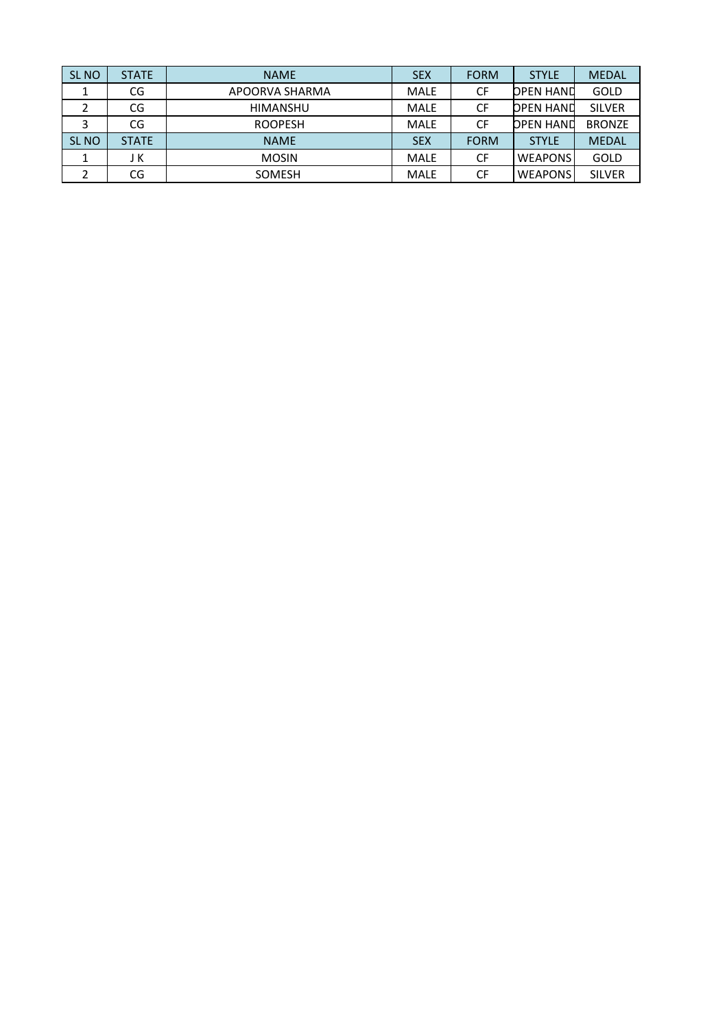| SL NO | STATE | NAME | SEX | FORM | STYLE | MEDAL |
|---|---|---|---|---|---|---|
| 1 | CG | APOORVA SHARMA | MALE | CF | OPEN HAND | GOLD |
| 2 | CG | HIMANSHU | MALE | CF | OPEN HAND | SILVER |
| 3 | CG | ROOPESH | MALE | CF | OPEN HAND | BRONZE |
| SL NO | STATE | NAME | SEX | FORM | STYLE | MEDAL |
| 1 | J K | MOSIN | MALE | CF | WEAPONS | GOLD |
| 2 | CG | SOMESH | MALE | CF | WEAPONS | SILVER |